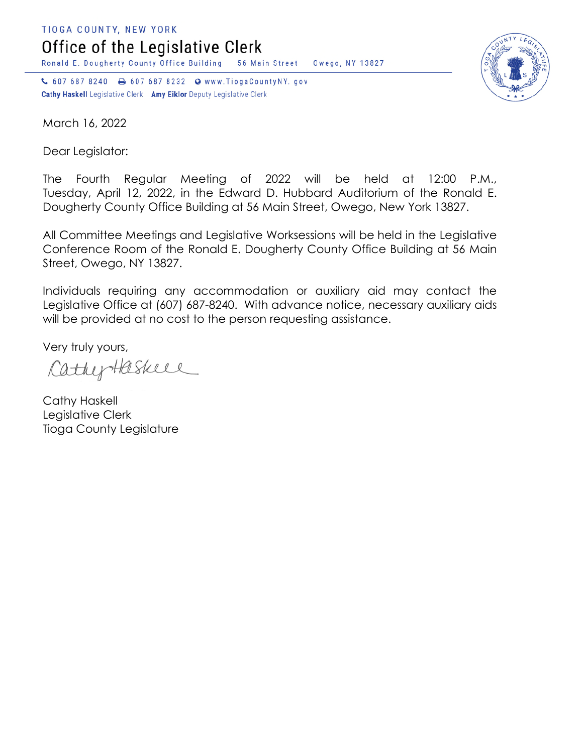TIOGA COUNTY, NEW YORK

# Office of the Legislative Clerk

Ronald E. Dougherty County Office Building 56 Main Street Owego, NY 13827

607 687 8240 607 687 8232 www.TiogaCountyNY.gov

**Cathy Haskell** Legislative Clerk **Amy Eiklor** Deputy Legislative Clerk

March 16, 2022

Dear Legislator:

The Fourth Regular Meeting of 2022 will be held at 12:00 P.M., Tuesday, April 12, 2022, in the Edward D. Hubbard Auditorium of the Ronald E. Dougherty County Office Building at 56 Main Street, Owego, New York 13827.

All Committee Meetings and Legislative Worksessions will be held in the Legislative Conference Room of the Ronald E. Dougherty County Office Building at 56 Main Street, Owego, NY 13827.

Individuals requiring any accommodation or auxiliary aid may contact the Legislative Office at (607) 687-8240. With advance notice, necessary auxiliary aids will be provided at no cost to the person requesting assistance.

Very truly yours,

Cathy Haskell

Cathy Haskell
Legislative Clerk
Tioga County Legislature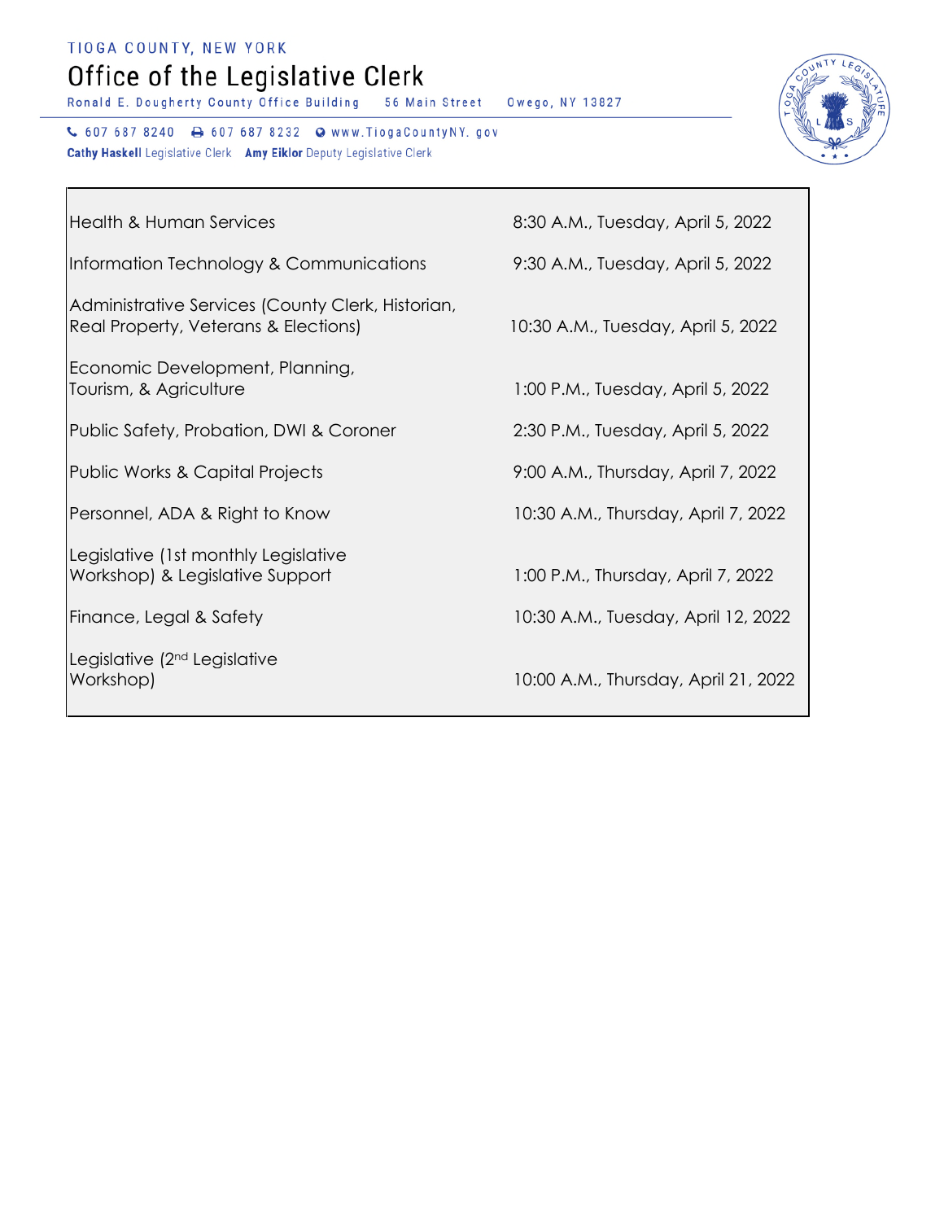TIOGA COUNTY, NEW YORK

# Office of the Legislative Clerk

Ronald E. Dougherty County Office Building 56 Main Street Owego, NY 13827

607 687 8240 607 687 8232 www.TiogaCountyNY.gov

**Cathy Haskell** Legislative Clerk **Amy Eiklor** Deputy Legislative Clerk

| | |
|---|---|
| Health & Human Services | 8:30 A.M., Tuesday, April 5, 2022 |
| Information Technology & Communications | 9:30 A.M., Tuesday, April 5, 2022 |
| Administrative Services (County Clerk, Historian, Real Property, Veterans & Elections) | 10:30 A.M., Tuesday, April 5, 2022 |
| Economic Development, Planning, Tourism, & Agriculture | 1:00 P.M., Tuesday, April 5, 2022 |
| Public Safety, Probation, DWI & Coroner | 2:30 P.M., Tuesday, April 5, 2022 |
| Public Works & Capital Projects | 9:00 A.M., Thursday, April 7, 2022 |
| Personnel, ADA & Right to Know | 10:30 A.M., Thursday, April 7, 2022 |
| Legislative (1st monthly Legislative Workshop) & Legislative Support | 1:00 P.M., Thursday, April 7, 2022 |
| Finance, Legal & Safety | 10:30 A.M., Tuesday, April 12, 2022 |
| Legislative (2nd Legislative Workshop) | 10:00 A.M., Thursday, April 21, 2022 |